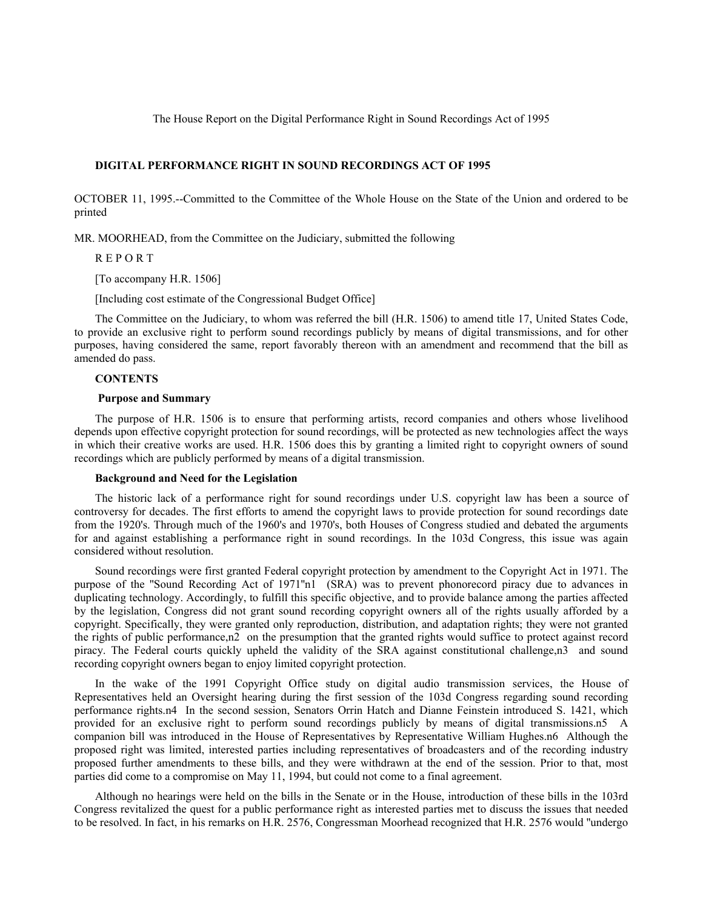The House Report on the Digital Performance Right in Sound Recordings Act of 1995

## DIGITAL PERFORMANCE RIGHT IN SOUND RECORDINGS ACT OF 1995

OCTOBER 11, 1995.--Committed to the Committee of the Whole House on the State of the Union and ordered to be printed

MR. MOORHEAD, from the Committee on the Judiciary, submitted the following

R E P O R T

[To accompany H.R. 1506]

[Including cost estimate of the Congressional Budget Office]

The Committee on the Judiciary, to whom was referred the bill (H.R. 1506) to amend title 17, United States Code, to provide an exclusive right to perform sound recordings publicly by means of digital transmissions, and for other purposes, having considered the same, report favorably thereon with an amendment and recommend that the bill as amended do pass.

### CONTENTS

### Purpose and Summary

The purpose of H.R. 1506 is to ensure that performing artists, record companies and others whose livelihood depends upon effective copyright protection for sound recordings, will be protected as new technologies affect the ways in which their creative works are used. H.R. 1506 does this by granting a limited right to copyright owners of sound recordings which are publicly performed by means of a digital transmission.

### Background and Need for the Legislation

The historic lack of a performance right for sound recordings under U.S. copyright law has been a source of controversy for decades. The first efforts to amend the copyright laws to provide protection for sound recordings date from the 1920's. Through much of the 1960's and 1970's, both Houses of Congress studied and debated the arguments for and against establishing a performance right in sound recordings. In the 103d Congress, this issue was again considered without resolution.

Sound recordings were first granted Federal copyright protection by amendment to the Copyright Act in 1971. The purpose of the "Sound Recording Act of 1971"n1 (SRA) was to prevent phonorecord piracy due to advances in duplicating technology. Accordingly, to fulfill this specific objective, and to provide balance among the parties affected by the legislation, Congress did not grant sound recording copyright owners all of the rights usually afforded by a copyright. Specifically, they were granted only reproduction, distribution, and adaptation rights; they were not granted the rights of public performance,n2 on the presumption that the granted rights would suffice to protect against record piracy. The Federal courts quickly upheld the validity of the SRA against constitutional challenge,n3 and sound recording copyright owners began to enjoy limited copyright protection.

In the wake of the 1991 Copyright Office study on digital audio transmission services, the House of Representatives held an Oversight hearing during the first session of the 103d Congress regarding sound recording performance rights.n4 In the second session, Senators Orrin Hatch and Dianne Feinstein introduced S. 1421, which provided for an exclusive right to perform sound recordings publicly by means of digital transmissions.n5 A companion bill was introduced in the House of Representatives by Representative William Hughes.n6 Although the proposed right was limited, interested parties including representatives of broadcasters and of the recording industry proposed further amendments to these bills, and they were withdrawn at the end of the session. Prior to that, most parties did come to a compromise on May 11, 1994, but could not come to a final agreement.

Although no hearings were held on the bills in the Senate or in the House, introduction of these bills in the 103rd Congress revitalized the quest for a public performance right as interested parties met to discuss the issues that needed to be resolved. In fact, in his remarks on H.R. 2576, Congressman Moorhead recognized that H.R. 2576 would "undergo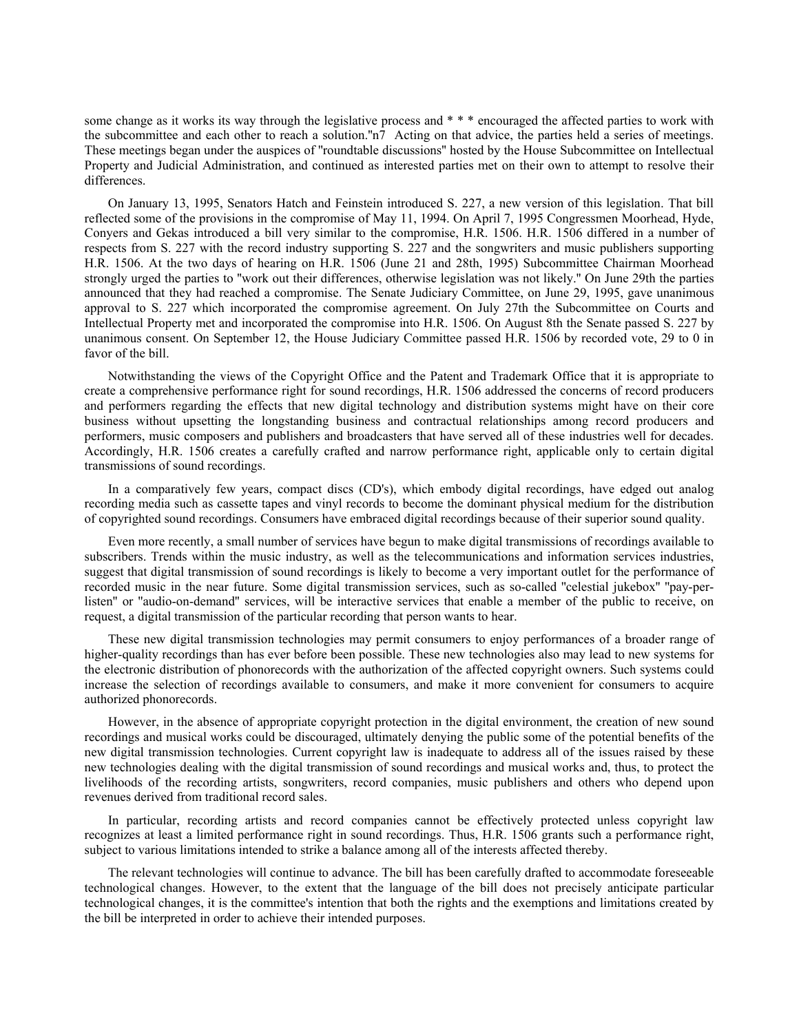some change as it works its way through the legislative process and * * * encouraged the affected parties to work with the subcommittee and each other to reach a solution."n7 Acting on that advice, the parties held a series of meetings. These meetings began under the auspices of "roundtable discussions" hosted by the House Subcommittee on Intellectual Property and Judicial Administration, and continued as interested parties met on their own to attempt to resolve their differences.

On January 13, 1995, Senators Hatch and Feinstein introduced S. 227, a new version of this legislation. That bill reflected some of the provisions in the compromise of May 11, 1994. On April 7, 1995 Congressmen Moorhead, Hyde, Conyers and Gekas introduced a bill very similar to the compromise, H.R. 1506. H.R. 1506 differed in a number of respects from S. 227 with the record industry supporting S. 227 and the songwriters and music publishers supporting H.R. 1506. At the two days of hearing on H.R. 1506 (June 21 and 28th, 1995) Subcommittee Chairman Moorhead strongly urged the parties to "work out their differences, otherwise legislation was not likely." On June 29th the parties announced that they had reached a compromise. The Senate Judiciary Committee, on June 29, 1995, gave unanimous approval to S. 227 which incorporated the compromise agreement. On July 27th the Subcommittee on Courts and Intellectual Property met and incorporated the compromise into H.R. 1506. On August 8th the Senate passed S. 227 by unanimous consent. On September 12, the House Judiciary Committee passed H.R. 1506 by recorded vote, 29 to 0 in favor of the bill.

Notwithstanding the views of the Copyright Office and the Patent and Trademark Office that it is appropriate to create a comprehensive performance right for sound recordings, H.R. 1506 addressed the concerns of record producers and performers regarding the effects that new digital technology and distribution systems might have on their core business without upsetting the longstanding business and contractual relationships among record producers and performers, music composers and publishers and broadcasters that have served all of these industries well for decades. Accordingly, H.R. 1506 creates a carefully crafted and narrow performance right, applicable only to certain digital transmissions of sound recordings.

In a comparatively few years, compact discs (CD's), which embody digital recordings, have edged out analog recording media such as cassette tapes and vinyl records to become the dominant physical medium for the distribution of copyrighted sound recordings. Consumers have embraced digital recordings because of their superior sound quality.

Even more recently, a small number of services have begun to make digital transmissions of recordings available to subscribers. Trends within the music industry, as well as the telecommunications and information services industries, suggest that digital transmission of sound recordings is likely to become a very important outlet for the performance of recorded music in the near future. Some digital transmission services, such as so-called "celestial jukebox" "pay-per-listen" or "audio-on-demand" services, will be interactive services that enable a member of the public to receive, on request, a digital transmission of the particular recording that person wants to hear.

These new digital transmission technologies may permit consumers to enjoy performances of a broader range of higher-quality recordings than has ever before been possible. These new technologies also may lead to new systems for the electronic distribution of phonorecords with the authorization of the affected copyright owners. Such systems could increase the selection of recordings available to consumers, and make it more convenient for consumers to acquire authorized phonorecords.

However, in the absence of appropriate copyright protection in the digital environment, the creation of new sound recordings and musical works could be discouraged, ultimately denying the public some of the potential benefits of the new digital transmission technologies. Current copyright law is inadequate to address all of the issues raised by these new technologies dealing with the digital transmission of sound recordings and musical works and, thus, to protect the livelihoods of the recording artists, songwriters, record companies, music publishers and others who depend upon revenues derived from traditional record sales.

In particular, recording artists and record companies cannot be effectively protected unless copyright law recognizes at least a limited performance right in sound recordings. Thus, H.R. 1506 grants such a performance right, subject to various limitations intended to strike a balance among all of the interests affected thereby.

The relevant technologies will continue to advance. The bill has been carefully drafted to accommodate foreseeable technological changes. However, to the extent that the language of the bill does not precisely anticipate particular technological changes, it is the committee's intention that both the rights and the exemptions and limitations created by the bill be interpreted in order to achieve their intended purposes.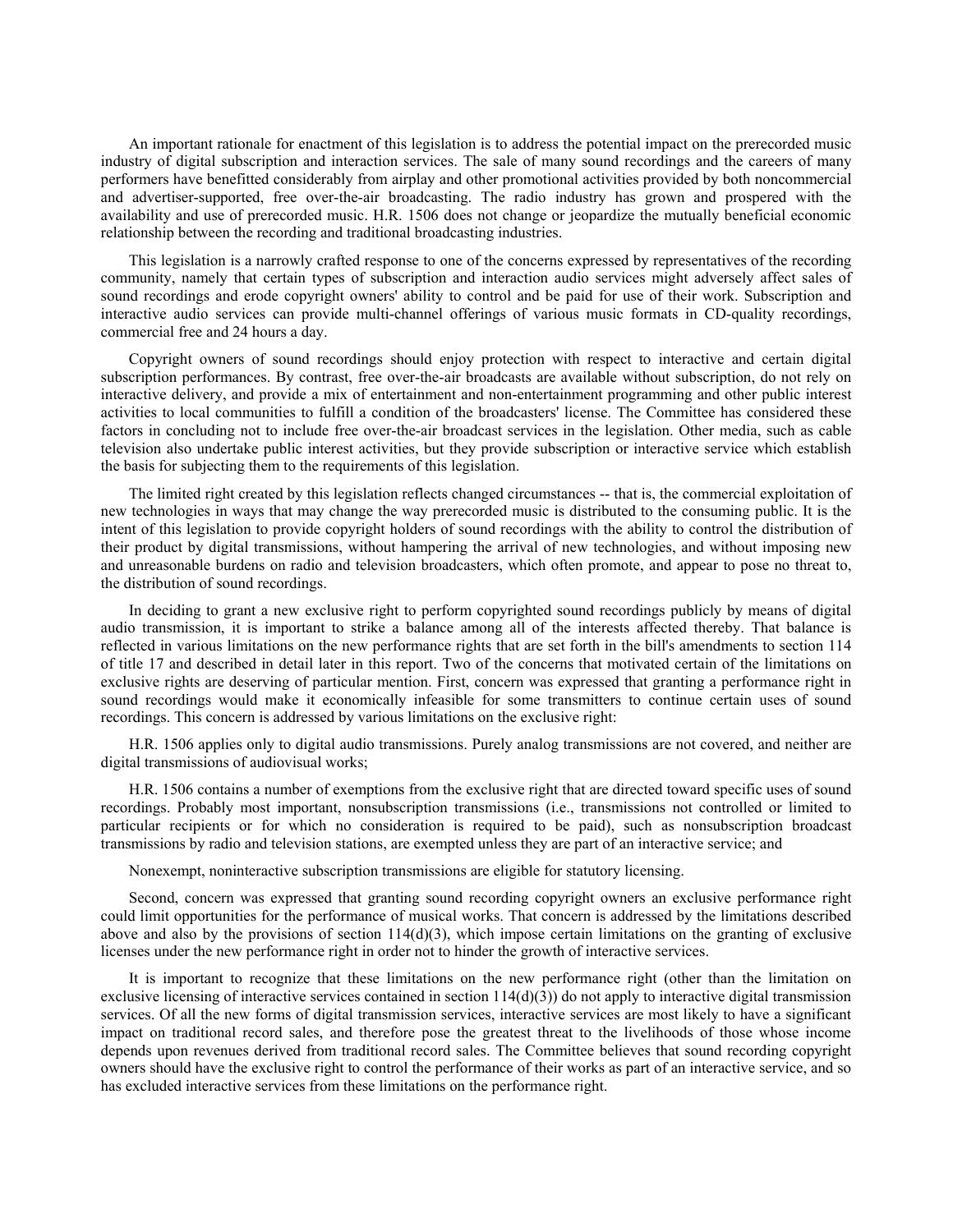An important rationale for enactment of this legislation is to address the potential impact on the prerecorded music industry of digital subscription and interaction services. The sale of many sound recordings and the careers of many performers have benefitted considerably from airplay and other promotional activities provided by both noncommercial and advertiser-supported, free over-the-air broadcasting. The radio industry has grown and prospered with the availability and use of prerecorded music. H.R. 1506 does not change or jeopardize the mutually beneficial economic relationship between the recording and traditional broadcasting industries.

This legislation is a narrowly crafted response to one of the concerns expressed by representatives of the recording community, namely that certain types of subscription and interaction audio services might adversely affect sales of sound recordings and erode copyright owners' ability to control and be paid for use of their work. Subscription and interactive audio services can provide multi-channel offerings of various music formats in CD-quality recordings, commercial free and 24 hours a day.

Copyright owners of sound recordings should enjoy protection with respect to interactive and certain digital subscription performances. By contrast, free over-the-air broadcasts are available without subscription, do not rely on interactive delivery, and provide a mix of entertainment and non-entertainment programming and other public interest activities to local communities to fulfill a condition of the broadcasters' license. The Committee has considered these factors in concluding not to include free over-the-air broadcast services in the legislation. Other media, such as cable television also undertake public interest activities, but they provide subscription or interactive service which establish the basis for subjecting them to the requirements of this legislation.

The limited right created by this legislation reflects changed circumstances -- that is, the commercial exploitation of new technologies in ways that may change the way prerecorded music is distributed to the consuming public. It is the intent of this legislation to provide copyright holders of sound recordings with the ability to control the distribution of their product by digital transmissions, without hampering the arrival of new technologies, and without imposing new and unreasonable burdens on radio and television broadcasters, which often promote, and appear to pose no threat to, the distribution of sound recordings.

In deciding to grant a new exclusive right to perform copyrighted sound recordings publicly by means of digital audio transmission, it is important to strike a balance among all of the interests affected thereby. That balance is reflected in various limitations on the new performance rights that are set forth in the bill's amendments to section 114 of title 17 and described in detail later in this report. Two of the concerns that motivated certain of the limitations on exclusive rights are deserving of particular mention. First, concern was expressed that granting a performance right in sound recordings would make it economically infeasible for some transmitters to continue certain uses of sound recordings. This concern is addressed by various limitations on the exclusive right:

H.R. 1506 applies only to digital audio transmissions. Purely analog transmissions are not covered, and neither are digital transmissions of audiovisual works;

H.R. 1506 contains a number of exemptions from the exclusive right that are directed toward specific uses of sound recordings. Probably most important, nonsubscription transmissions (i.e., transmissions not controlled or limited to particular recipients or for which no consideration is required to be paid), such as nonsubscription broadcast transmissions by radio and television stations, are exempted unless they are part of an interactive service; and

Nonexempt, noninteractive subscription transmissions are eligible for statutory licensing.

Second, concern was expressed that granting sound recording copyright owners an exclusive performance right could limit opportunities for the performance of musical works. That concern is addressed by the limitations described above and also by the provisions of section 114(d)(3), which impose certain limitations on the granting of exclusive licenses under the new performance right in order not to hinder the growth of interactive services.

It is important to recognize that these limitations on the new performance right (other than the limitation on exclusive licensing of interactive services contained in section 114(d)(3)) do not apply to interactive digital transmission services. Of all the new forms of digital transmission services, interactive services are most likely to have a significant impact on traditional record sales, and therefore pose the greatest threat to the livelihoods of those whose income depends upon revenues derived from traditional record sales. The Committee believes that sound recording copyright owners should have the exclusive right to control the performance of their works as part of an interactive service, and so has excluded interactive services from these limitations on the performance right.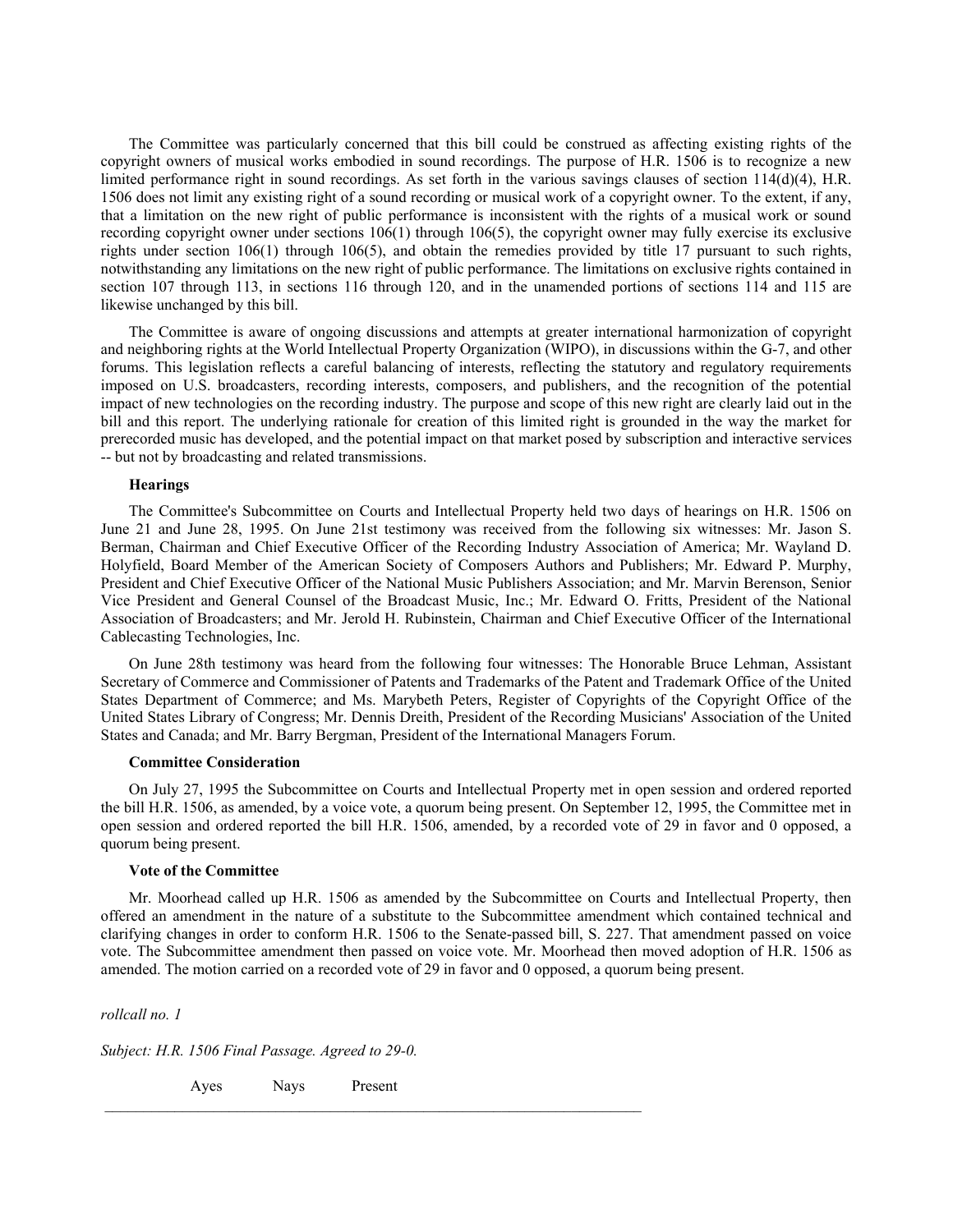The Committee was particularly concerned that this bill could be construed as affecting existing rights of the copyright owners of musical works embodied in sound recordings. The purpose of H.R. 1506 is to recognize a new limited performance right in sound recordings. As set forth in the various savings clauses of section 114(d)(4), H.R. 1506 does not limit any existing right of a sound recording or musical work of a copyright owner. To the extent, if any, that a limitation on the new right of public performance is inconsistent with the rights of a musical work or sound recording copyright owner under sections 106(1) through 106(5), the copyright owner may fully exercise its exclusive rights under section 106(1) through 106(5), and obtain the remedies provided by title 17 pursuant to such rights, notwithstanding any limitations on the new right of public performance. The limitations on exclusive rights contained in section 107 through 113, in sections 116 through 120, and in the unamended portions of sections 114 and 115 are likewise unchanged by this bill.

The Committee is aware of ongoing discussions and attempts at greater international harmonization of copyright and neighboring rights at the World Intellectual Property Organization (WIPO), in discussions within the G-7, and other forums. This legislation reflects a careful balancing of interests, reflecting the statutory and regulatory requirements imposed on U.S. broadcasters, recording interests, composers, and publishers, and the recognition of the potential impact of new technologies on the recording industry. The purpose and scope of this new right are clearly laid out in the bill and this report. The underlying rationale for creation of this limited right is grounded in the way the market for prerecorded music has developed, and the potential impact on that market posed by subscription and interactive services -- but not by broadcasting and related transmissions.

**Hearings**

The Committee's Subcommittee on Courts and Intellectual Property held two days of hearings on H.R. 1506 on June 21 and June 28, 1995. On June 21st testimony was received from the following six witnesses: Mr. Jason S. Berman, Chairman and Chief Executive Officer of the Recording Industry Association of America; Mr. Wayland D. Holyfield, Board Member of the American Society of Composers Authors and Publishers; Mr. Edward P. Murphy, President and Chief Executive Officer of the National Music Publishers Association; and Mr. Marvin Berenson, Senior Vice President and General Counsel of the Broadcast Music, Inc.; Mr. Edward O. Fritts, President of the National Association of Broadcasters; and Mr. Jerold H. Rubinstein, Chairman and Chief Executive Officer of the International Cablecasting Technologies, Inc.

On June 28th testimony was heard from the following four witnesses: The Honorable Bruce Lehman, Assistant Secretary of Commerce and Commissioner of Patents and Trademarks of the Patent and Trademark Office of the United States Department of Commerce; and Ms. Marybeth Peters, Register of Copyrights of the Copyright Office of the United States Library of Congress; Mr. Dennis Dreith, President of the Recording Musicians' Association of the United States and Canada; and Mr. Barry Bergman, President of the International Managers Forum.

**Committee Consideration**

On July 27, 1995 the Subcommittee on Courts and Intellectual Property met in open session and ordered reported the bill H.R. 1506, as amended, by a voice vote, a quorum being present. On September 12, 1995, the Committee met in open session and ordered reported the bill H.R. 1506, amended, by a recorded vote of 29 in favor and 0 opposed, a quorum being present.

**Vote of the Committee**

Mr. Moorhead called up H.R. 1506 as amended by the Subcommittee on Courts and Intellectual Property, then offered an amendment in the nature of a substitute to the Subcommittee amendment which contained technical and clarifying changes in order to conform H.R. 1506 to the Senate-passed bill, S. 227. That amendment passed on voice vote. The Subcommittee amendment then passed on voice vote. Mr. Moorhead then moved adoption of H.R. 1506 as amended. The motion carried on a recorded vote of 29 in favor and 0 opposed, a quorum being present.

*rollcall no. 1*

*Subject: H.R. 1506 Final Passage. Agreed to 29-0.*

| | Ayes | Nays | Present |
|---|---|---|---|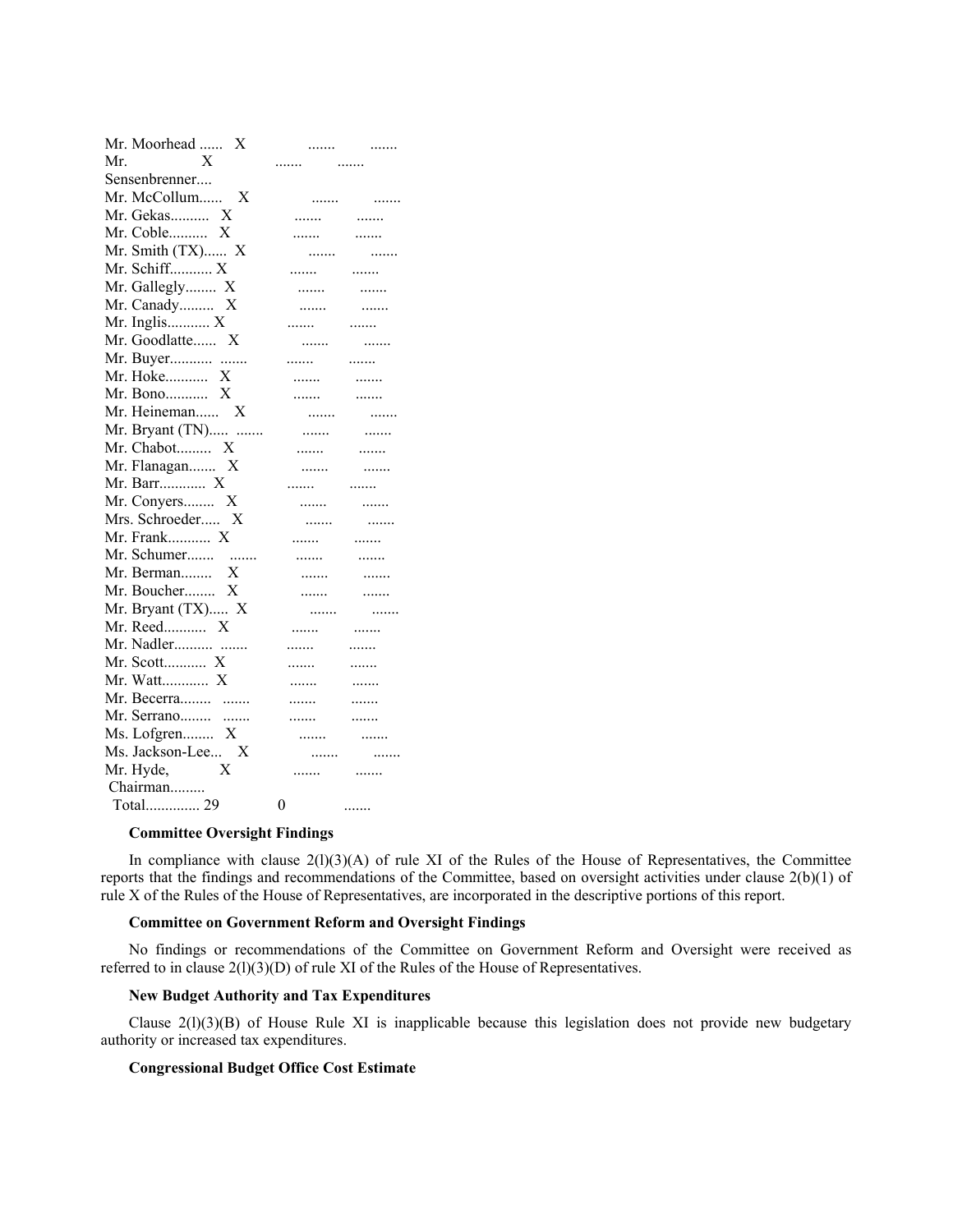| | | | |
|---|---|---|---|
| Mr. Moorhead | X | ....... | ....... |
| Mr. Sensenbrenner | X | ....... | ....... |
| Mr. McCollum | X | ....... | ....... |
| Mr. Gekas | X | ....... | ....... |
| Mr. Coble | X | ....... | ....... |
| Mr. Smith (TX) | X | ....... | ....... |
| Mr. Schiff | X | ....... | ....... |
| Mr. Gallegly | X | ....... | ....... |
| Mr. Canady | X | ....... | ....... |
| Mr. Inglis | X | ....... | ....... |
| Mr. Goodlatte | X | ....... | ....... |
| Mr. Buyer | ....... | ....... | ....... |
| Mr. Hoke | X | ....... | ....... |
| Mr. Bono | X | ....... | ....... |
| Mr. Heineman | X | ....... | ....... |
| Mr. Bryant (TN) | ....... | ....... | ....... |
| Mr. Chabot | X | ....... | ....... |
| Mr. Flanagan | X | ....... | ....... |
| Mr. Barr | X | ....... | ....... |
| Mr. Conyers | X | ....... | ....... |
| Mrs. Schroeder | X | ....... | ....... |
| Mr. Frank | X | ....... | ....... |
| Mr. Schumer | ....... | ....... | ....... |
| Mr. Berman | X | ....... | ....... |
| Mr. Boucher | X | ....... | ....... |
| Mr. Bryant (TX) | X | ....... | ....... |
| Mr. Reed | X | ....... | ....... |
| Mr. Nadler | ....... | ....... | ....... |
| Mr. Scott | X | ....... | ....... |
| Mr. Watt | X | ....... | ....... |
| Mr. Becerra | ....... | ....... | ....... |
| Mr. Serrano | ....... | ....... | ....... |
| Ms. Lofgren | X | ....... | ....... |
| Ms. Jackson-Lee | X | ....... | ....... |
| Mr. Hyde, Chairman | X | ....... | ....... |
| Total | 29 | 0 | ....... |

**Committee Oversight Findings**

In compliance with clause 2(l)(3)(A) of rule XI of the Rules of the House of Representatives, the Committee reports that the findings and recommendations of the Committee, based on oversight activities under clause 2(b)(1) of rule X of the Rules of the House of Representatives, are incorporated in the descriptive portions of this report.

**Committee on Government Reform and Oversight Findings**

No findings or recommendations of the Committee on Government Reform and Oversight were received as referred to in clause 2(l)(3)(D) of rule XI of the Rules of the House of Representatives.

**New Budget Authority and Tax Expenditures**

Clause 2(l)(3)(B) of House Rule XI is inapplicable because this legislation does not provide new budgetary authority or increased tax expenditures.

**Congressional Budget Office Cost Estimate**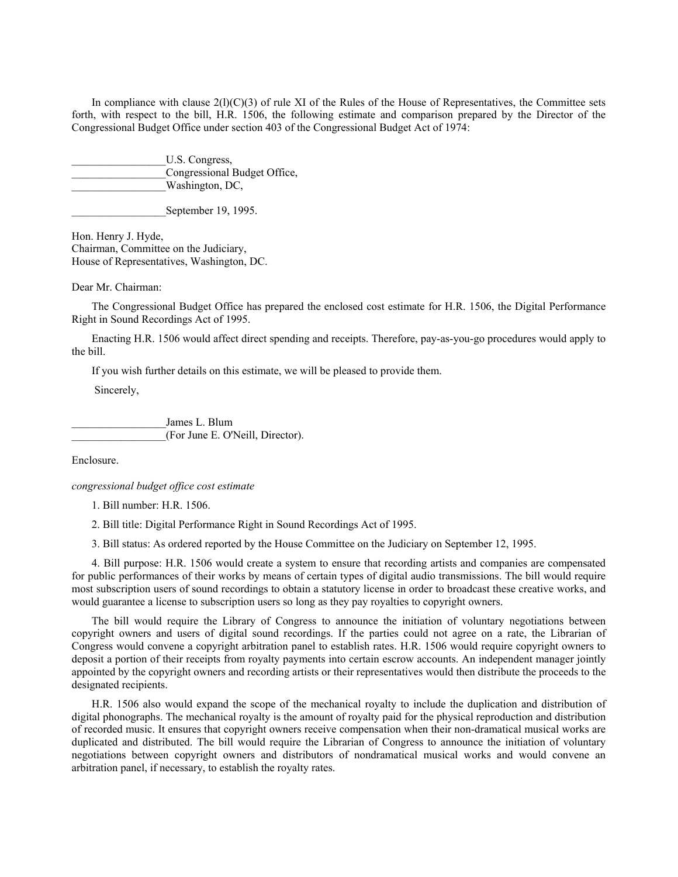In compliance with clause 2(l)(C)(3) of rule XI of the Rules of the House of Representatives, the Committee sets forth, with respect to the bill, H.R. 1506, the following estimate and comparison prepared by the Director of the Congressional Budget Office under section 403 of the Congressional Budget Act of 1974:

_________________U.S. Congress,
_________________Congressional Budget Office,
_________________Washington, DC,

_________________September 19, 1995.

Hon. Henry J. Hyde,
Chairman, Committee on the Judiciary,
House of Representatives, Washington, DC.

Dear Mr. Chairman:

The Congressional Budget Office has prepared the enclosed cost estimate for H.R. 1506, the Digital Performance Right in Sound Recordings Act of 1995.

Enacting H.R. 1506 would affect direct spending and receipts. Therefore, pay-as-you-go procedures would apply to the bill.

If you wish further details on this estimate, we will be pleased to provide them.

Sincerely,

_________________James L. Blum
_________________(For June E. O'Neill, Director).

Enclosure.

*congressional budget office cost estimate*

1. Bill number: H.R. 1506.

2. Bill title: Digital Performance Right in Sound Recordings Act of 1995.

3. Bill status: As ordered reported by the House Committee on the Judiciary on September 12, 1995.

4. Bill purpose: H.R. 1506 would create a system to ensure that recording artists and companies are compensated for public performances of their works by means of certain types of digital audio transmissions. The bill would require most subscription users of sound recordings to obtain a statutory license in order to broadcast these creative works, and would guarantee a license to subscription users so long as they pay royalties to copyright owners.

The bill would require the Library of Congress to announce the initiation of voluntary negotiations between copyright owners and users of digital sound recordings. If the parties could not agree on a rate, the Librarian of Congress would convene a copyright arbitration panel to establish rates. H.R. 1506 would require copyright owners to deposit a portion of their receipts from royalty payments into certain escrow accounts. An independent manager jointly appointed by the copyright owners and recording artists or their representatives would then distribute the proceeds to the designated recipients.

H.R. 1506 also would expand the scope of the mechanical royalty to include the duplication and distribution of digital phonographs. The mechanical royalty is the amount of royalty paid for the physical reproduction and distribution of recorded music. It ensures that copyright owners receive compensation when their non-dramatical musical works are duplicated and distributed. The bill would require the Librarian of Congress to announce the initiation of voluntary negotiations between copyright owners and distributors of nondramatical musical works and would convene an arbitration panel, if necessary, to establish the royalty rates.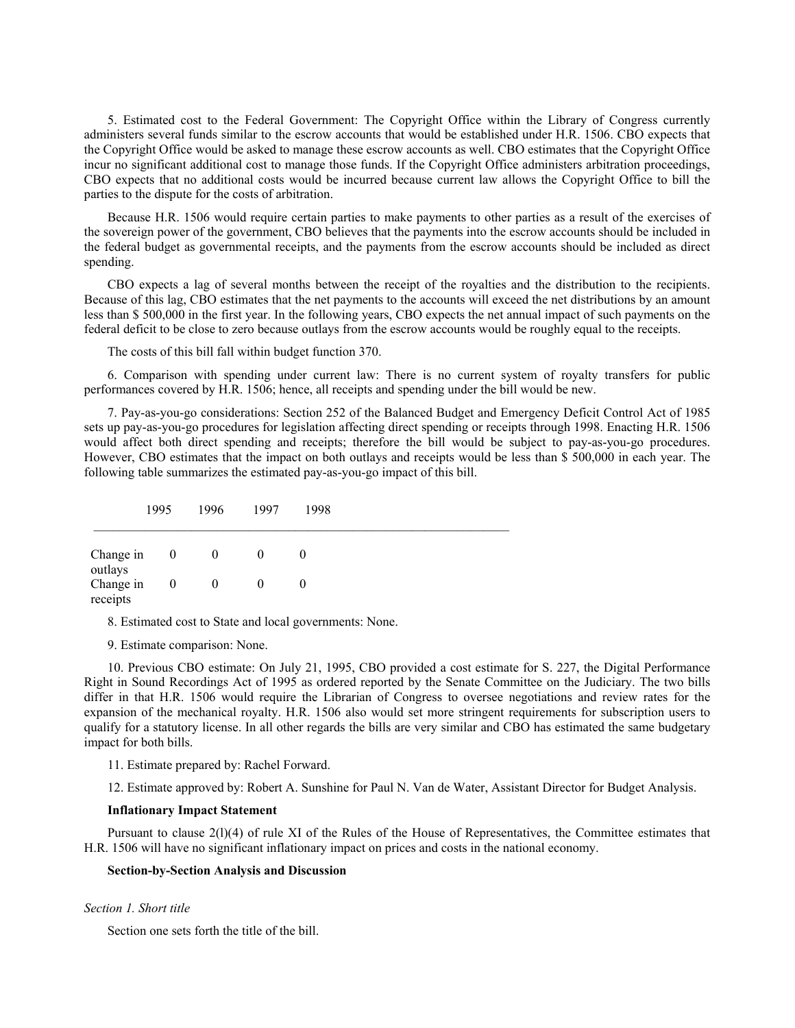5. Estimated cost to the Federal Government: The Copyright Office within the Library of Congress currently administers several funds similar to the escrow accounts that would be established under H.R. 1506. CBO expects that the Copyright Office would be asked to manage these escrow accounts as well. CBO estimates that the Copyright Office incur no significant additional cost to manage those funds. If the Copyright Office administers arbitration proceedings, CBO expects that no additional costs would be incurred because current law allows the Copyright Office to bill the parties to the dispute for the costs of arbitration.

Because H.R. 1506 would require certain parties to make payments to other parties as a result of the exercises of the sovereign power of the government, CBO believes that the payments into the escrow accounts should be included in the federal budget as governmental receipts, and the payments from the escrow accounts should be included as direct spending.

CBO expects a lag of several months between the receipt of the royalties and the distribution to the recipients. Because of this lag, CBO estimates that the net payments to the accounts will exceed the net distributions by an amount less than $ 500,000 in the first year. In the following years, CBO expects the net annual impact of such payments on the federal deficit to be close to zero because outlays from the escrow accounts would be roughly equal to the receipts.

The costs of this bill fall within budget function 370.

6. Comparison with spending under current law: There is no current system of royalty transfers for public performances covered by H.R. 1506; hence, all receipts and spending under the bill would be new.

7. Pay-as-you-go considerations: Section 252 of the Balanced Budget and Emergency Deficit Control Act of 1985 sets up pay-as-you-go procedures for legislation affecting direct spending or receipts through 1998. Enacting H.R. 1506 would affect both direct spending and receipts; therefore the bill would be subject to pay-as-you-go procedures. However, CBO estimates that the impact on both outlays and receipts would be less than $ 500,000 in each year. The following table summarizes the estimated pay-as-you-go impact of this bill.

| | 1995 | 1996 | 1997 | 1998 |
|---|---|---|---|---|
| Change in outlays | 0 | 0 | 0 | 0 |
| Change in receipts | 0 | 0 | 0 | 0 |

8. Estimated cost to State and local governments: None.

9. Estimate comparison: None.

10. Previous CBO estimate: On July 21, 1995, CBO provided a cost estimate for S. 227, the Digital Performance Right in Sound Recordings Act of 1995 as ordered reported by the Senate Committee on the Judiciary. The two bills differ in that H.R. 1506 would require the Librarian of Congress to oversee negotiations and review rates for the expansion of the mechanical royalty. H.R. 1506 also would set more stringent requirements for subscription users to qualify for a statutory license. In all other regards the bills are very similar and CBO has estimated the same budgetary impact for both bills.

11. Estimate prepared by: Rachel Forward.

12. Estimate approved by: Robert A. Sunshine for Paul N. Van de Water, Assistant Director for Budget Analysis.

**Inflationary Impact Statement**

Pursuant to clause 2(l)(4) of rule XI of the Rules of the House of Representatives, the Committee estimates that H.R. 1506 will have no significant inflationary impact on prices and costs in the national economy.

**Section-by-Section Analysis and Discussion**

*Section 1. Short title*

Section one sets forth the title of the bill.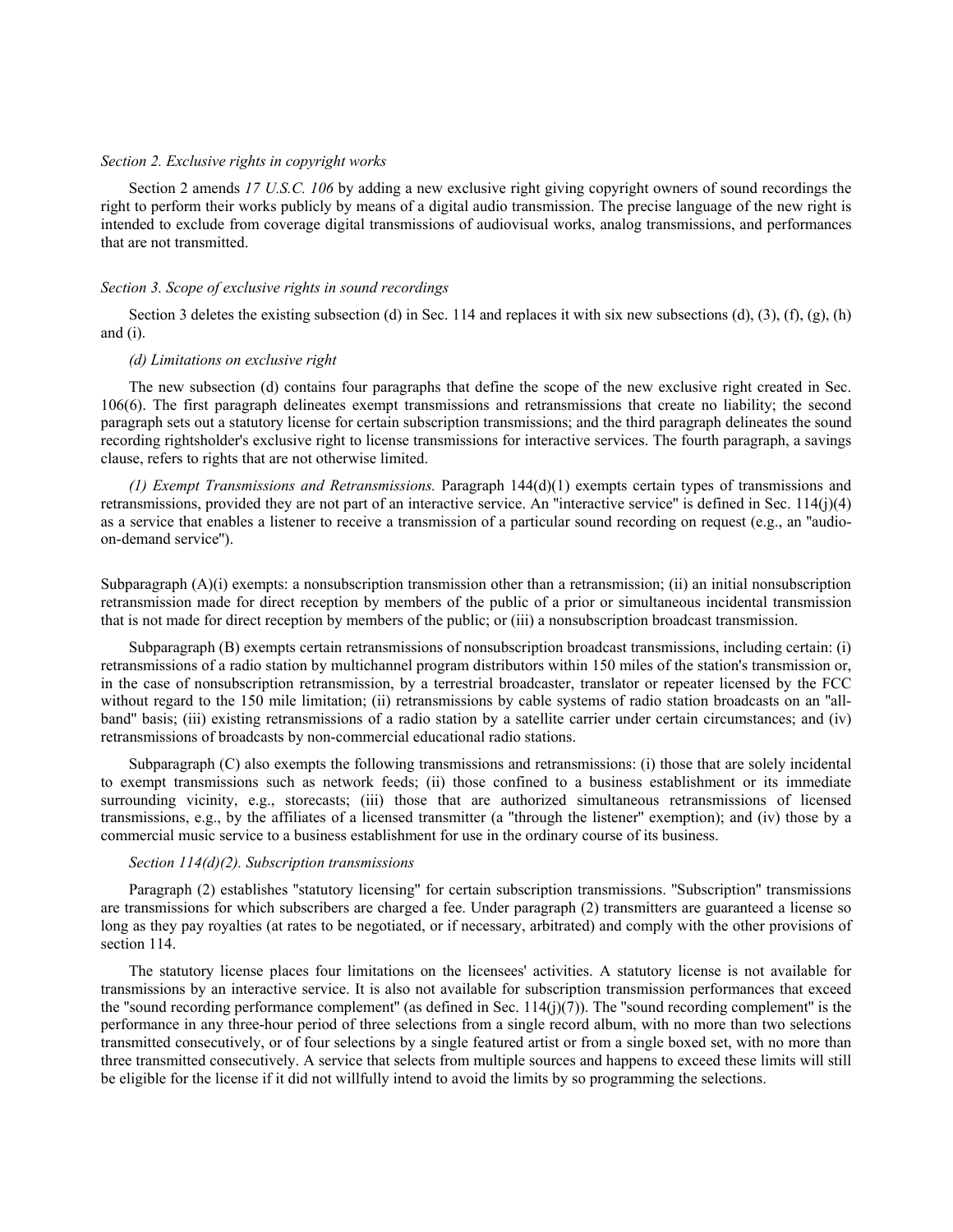*Section 2. Exclusive rights in copyright works*

Section 2 amends *17 U.S.C. 106* by adding a new exclusive right giving copyright owners of sound recordings the right to perform their works publicly by means of a digital audio transmission. The precise language of the new right is intended to exclude from coverage digital transmissions of audiovisual works, analog transmissions, and performances that are not transmitted.

*Section 3. Scope of exclusive rights in sound recordings*

Section 3 deletes the existing subsection (d) in Sec. 114 and replaces it with six new subsections (d), (3), (f), (g), (h) and (i).

*(d) Limitations on exclusive right*

The new subsection (d) contains four paragraphs that define the scope of the new exclusive right created in Sec. 106(6). The first paragraph delineates exempt transmissions and retransmissions that create no liability; the second paragraph sets out a statutory license for certain subscription transmissions; and the third paragraph delineates the sound recording rightsholder's exclusive right to license transmissions for interactive services. The fourth paragraph, a savings clause, refers to rights that are not otherwise limited.

*(1) Exempt Transmissions and Retransmissions.* Paragraph 144(d)(1) exempts certain types of transmissions and retransmissions, provided they are not part of an interactive service. An "interactive service" is defined in Sec. 114(j)(4) as a service that enables a listener to receive a transmission of a particular sound recording on request (e.g., an "audio-on-demand service").

Subparagraph (A)(i) exempts: a nonsubscription transmission other than a retransmission; (ii) an initial nonsubscription retransmission made for direct reception by members of the public of a prior or simultaneous incidental transmission that is not made for direct reception by members of the public; or (iii) a nonsubscription broadcast transmission.

Subparagraph (B) exempts certain retransmissions of nonsubscription broadcast transmissions, including certain: (i) retransmissions of a radio station by multichannel program distributors within 150 miles of the station's transmission or, in the case of nonsubscription retransmission, by a terrestrial broadcaster, translator or repeater licensed by the FCC without regard to the 150 mile limitation; (ii) retransmissions by cable systems of radio station broadcasts on an "all-band" basis; (iii) existing retransmissions of a radio station by a satellite carrier under certain circumstances; and (iv) retransmissions of broadcasts by non-commercial educational radio stations.

Subparagraph (C) also exempts the following transmissions and retransmissions: (i) those that are solely incidental to exempt transmissions such as network feeds; (ii) those confined to a business establishment or its immediate surrounding vicinity, e.g., storecasts; (iii) those that are authorized simultaneous retransmissions of licensed transmissions, e.g., by the affiliates of a licensed transmitter (a "through the listener" exemption); and (iv) those by a commercial music service to a business establishment for use in the ordinary course of its business.

*Section 114(d)(2). Subscription transmissions*

Paragraph (2) establishes "statutory licensing" for certain subscription transmissions. "Subscription" transmissions are transmissions for which subscribers are charged a fee. Under paragraph (2) transmitters are guaranteed a license so long as they pay royalties (at rates to be negotiated, or if necessary, arbitrated) and comply with the other provisions of section 114.

The statutory license places four limitations on the licensees' activities. A statutory license is not available for transmissions by an interactive service. It is also not available for subscription transmission performances that exceed the "sound recording performance complement" (as defined in Sec. 114(j)(7)). The "sound recording complement" is the performance in any three-hour period of three selections from a single record album, with no more than two selections transmitted consecutively, or of four selections by a single featured artist or from a single boxed set, with no more than three transmitted consecutively. A service that selects from multiple sources and happens to exceed these limits will still be eligible for the license if it did not willfully intend to avoid the limits by so programming the selections.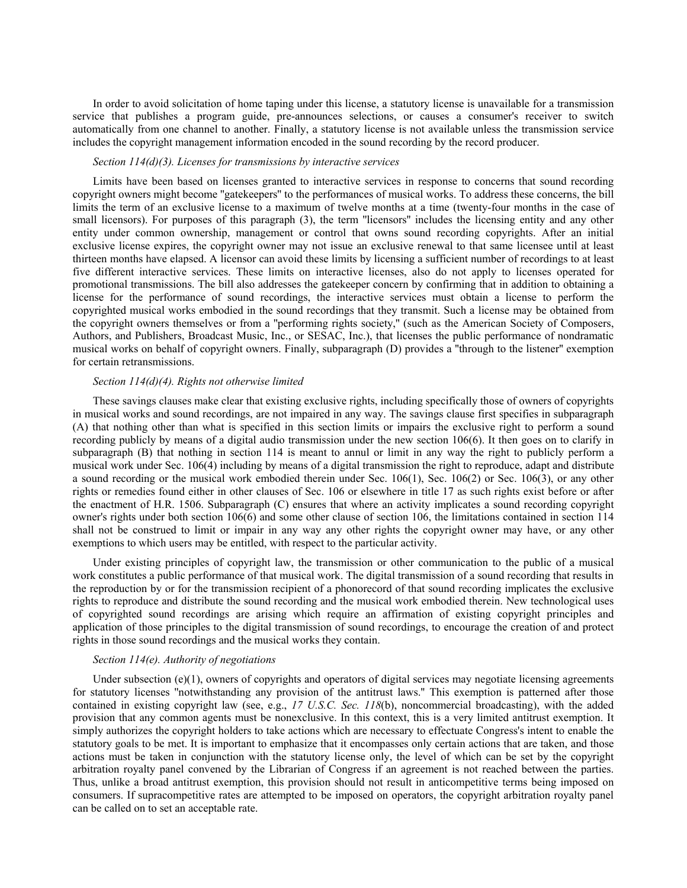In order to avoid solicitation of home taping under this license, a statutory license is unavailable for a transmission service that publishes a program guide, pre-announces selections, or causes a consumer's receiver to switch automatically from one channel to another. Finally, a statutory license is not available unless the transmission service includes the copyright management information encoded in the sound recording by the record producer.

*Section 114(d)(3). Licenses for transmissions by interactive services*

Limits have been based on licenses granted to interactive services in response to concerns that sound recording copyright owners might become "gatekeepers" to the performances of musical works. To address these concerns, the bill limits the term of an exclusive license to a maximum of twelve months at a time (twenty-four months in the case of small licensors). For purposes of this paragraph (3), the term "licensors" includes the licensing entity and any other entity under common ownership, management or control that owns sound recording copyrights. After an initial exclusive license expires, the copyright owner may not issue an exclusive renewal to that same licensee until at least thirteen months have elapsed. A licensor can avoid these limits by licensing a sufficient number of recordings to at least five different interactive services. These limits on interactive licenses, also do not apply to licenses operated for promotional transmissions. The bill also addresses the gatekeeper concern by confirming that in addition to obtaining a license for the performance of sound recordings, the interactive services must obtain a license to perform the copyrighted musical works embodied in the sound recordings that they transmit. Such a license may be obtained from the copyright owners themselves or from a "performing rights society," (such as the American Society of Composers, Authors, and Publishers, Broadcast Music, Inc., or SESAC, Inc.), that licenses the public performance of nondramatic musical works on behalf of copyright owners. Finally, subparagraph (D) provides a "through to the listener" exemption for certain retransmissions.

*Section 114(d)(4). Rights not otherwise limited*

These savings clauses make clear that existing exclusive rights, including specifically those of owners of copyrights in musical works and sound recordings, are not impaired in any way. The savings clause first specifies in subparagraph (A) that nothing other than what is specified in this section limits or impairs the exclusive right to perform a sound recording publicly by means of a digital audio transmission under the new section 106(6). It then goes on to clarify in subparagraph (B) that nothing in section 114 is meant to annul or limit in any way the right to publicly perform a musical work under Sec. 106(4) including by means of a digital transmission the right to reproduce, adapt and distribute a sound recording or the musical work embodied therein under Sec. 106(1), Sec. 106(2) or Sec. 106(3), or any other rights or remedies found either in other clauses of Sec. 106 or elsewhere in title 17 as such rights exist before or after the enactment of H.R. 1506. Subparagraph (C) ensures that where an activity implicates a sound recording copyright owner's rights under both section 106(6) and some other clause of section 106, the limitations contained in section 114 shall not be construed to limit or impair in any way any other rights the copyright owner may have, or any other exemptions to which users may be entitled, with respect to the particular activity.

Under existing principles of copyright law, the transmission or other communication to the public of a musical work constitutes a public performance of that musical work. The digital transmission of a sound recording that results in the reproduction by or for the transmission recipient of a phonorecord of that sound recording implicates the exclusive rights to reproduce and distribute the sound recording and the musical work embodied therein. New technological uses of copyrighted sound recordings are arising which require an affirmation of existing copyright principles and application of those principles to the digital transmission of sound recordings, to encourage the creation of and protect rights in those sound recordings and the musical works they contain.

*Section 114(e). Authority of negotiations*

Under subsection (e)(1), owners of copyrights and operators of digital services may negotiate licensing agreements for statutory licenses "notwithstanding any provision of the antitrust laws." This exemption is patterned after those contained in existing copyright law (see, e.g., *17 U.S.C. Sec. 118*(b), noncommercial broadcasting), with the added provision that any common agents must be nonexclusive. In this context, this is a very limited antitrust exemption. It simply authorizes the copyright holders to take actions which are necessary to effectuate Congress's intent to enable the statutory goals to be met. It is important to emphasize that it encompasses only certain actions that are taken, and those actions must be taken in conjunction with the statutory license only, the level of which can be set by the copyright arbitration royalty panel convened by the Librarian of Congress if an agreement is not reached between the parties. Thus, unlike a broad antitrust exemption, this provision should not result in anticompetitive terms being imposed on consumers. If supracompetitive rates are attempted to be imposed on operators, the copyright arbitration royalty panel can be called on to set an acceptable rate.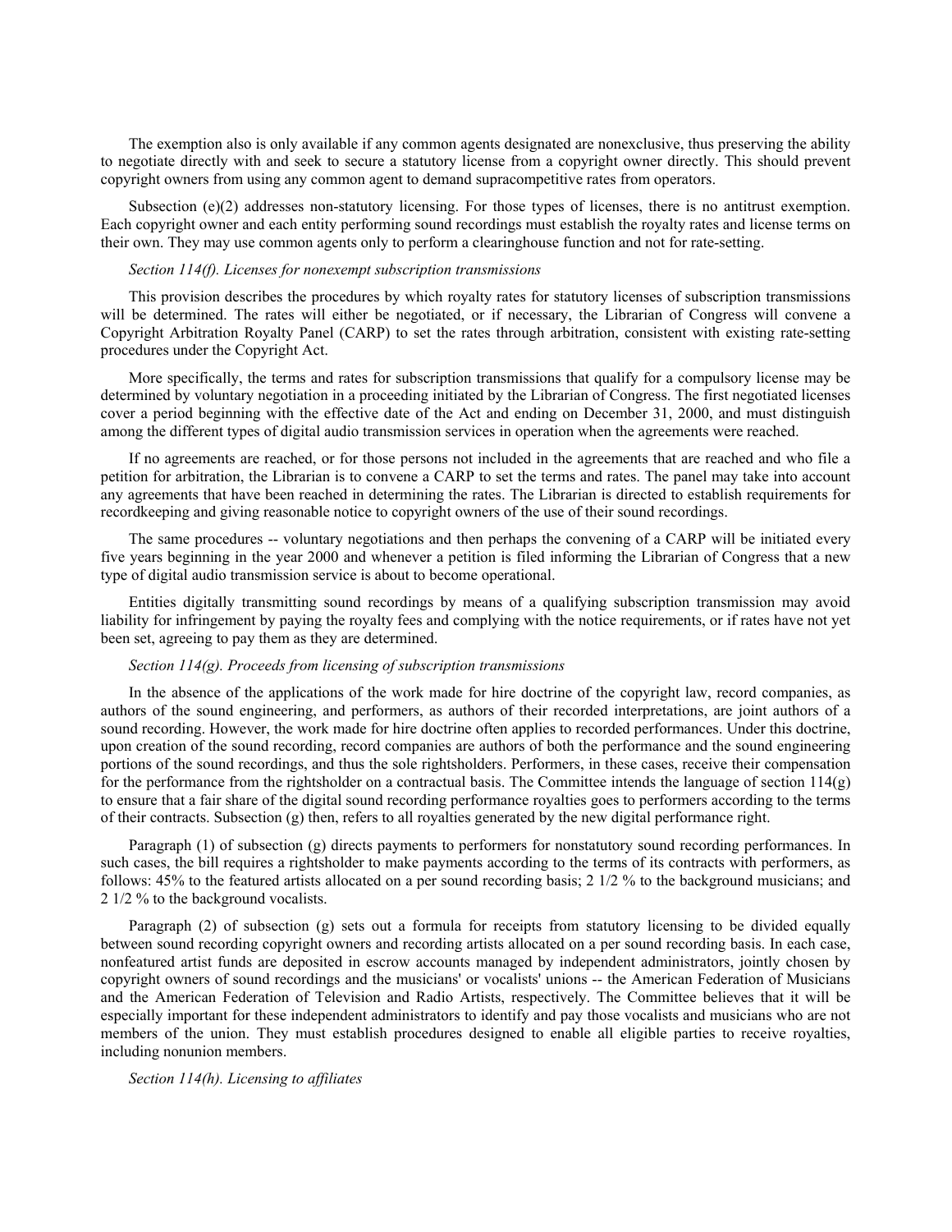The exemption also is only available if any common agents designated are nonexclusive, thus preserving the ability to negotiate directly with and seek to secure a statutory license from a copyright owner directly. This should prevent copyright owners from using any common agent to demand supracompetitive rates from operators.

Subsection (e)(2) addresses non-statutory licensing. For those types of licenses, there is no antitrust exemption. Each copyright owner and each entity performing sound recordings must establish the royalty rates and license terms on their own. They may use common agents only to perform a clearinghouse function and not for rate-setting.

*Section 114(f). Licenses for nonexempt subscription transmissions*

This provision describes the procedures by which royalty rates for statutory licenses of subscription transmissions will be determined. The rates will either be negotiated, or if necessary, the Librarian of Congress will convene a Copyright Arbitration Royalty Panel (CARP) to set the rates through arbitration, consistent with existing rate-setting procedures under the Copyright Act.

More specifically, the terms and rates for subscription transmissions that qualify for a compulsory license may be determined by voluntary negotiation in a proceeding initiated by the Librarian of Congress. The first negotiated licenses cover a period beginning with the effective date of the Act and ending on December 31, 2000, and must distinguish among the different types of digital audio transmission services in operation when the agreements were reached.

If no agreements are reached, or for those persons not included in the agreements that are reached and who file a petition for arbitration, the Librarian is to convene a CARP to set the terms and rates. The panel may take into account any agreements that have been reached in determining the rates. The Librarian is directed to establish requirements for recordkeeping and giving reasonable notice to copyright owners of the use of their sound recordings.

The same procedures -- voluntary negotiations and then perhaps the convening of a CARP will be initiated every five years beginning in the year 2000 and whenever a petition is filed informing the Librarian of Congress that a new type of digital audio transmission service is about to become operational.

Entities digitally transmitting sound recordings by means of a qualifying subscription transmission may avoid liability for infringement by paying the royalty fees and complying with the notice requirements, or if rates have not yet been set, agreeing to pay them as they are determined.

*Section 114(g). Proceeds from licensing of subscription transmissions*

In the absence of the applications of the work made for hire doctrine of the copyright law, record companies, as authors of the sound engineering, and performers, as authors of their recorded interpretations, are joint authors of a sound recording. However, the work made for hire doctrine often applies to recorded performances. Under this doctrine, upon creation of the sound recording, record companies are authors of both the performance and the sound engineering portions of the sound recordings, and thus the sole rightsholders. Performers, in these cases, receive their compensation for the performance from the rightsholder on a contractual basis. The Committee intends the language of section 114(g) to ensure that a fair share of the digital sound recording performance royalties goes to performers according to the terms of their contracts. Subsection (g) then, refers to all royalties generated by the new digital performance right.

Paragraph (1) of subsection (g) directs payments to performers for nonstatutory sound recording performances. In such cases, the bill requires a rightsholder to make payments according to the terms of its contracts with performers, as follows: 45% to the featured artists allocated on a per sound recording basis; 2 1/2 % to the background musicians; and 2 1/2 % to the background vocalists.

Paragraph (2) of subsection (g) sets out a formula for receipts from statutory licensing to be divided equally between sound recording copyright owners and recording artists allocated on a per sound recording basis. In each case, nonfeatured artist funds are deposited in escrow accounts managed by independent administrators, jointly chosen by copyright owners of sound recordings and the musicians' or vocalists' unions -- the American Federation of Musicians and the American Federation of Television and Radio Artists, respectively. The Committee believes that it will be especially important for these independent administrators to identify and pay those vocalists and musicians who are not members of the union. They must establish procedures designed to enable all eligible parties to receive royalties, including nonunion members.

*Section 114(h). Licensing to affiliates*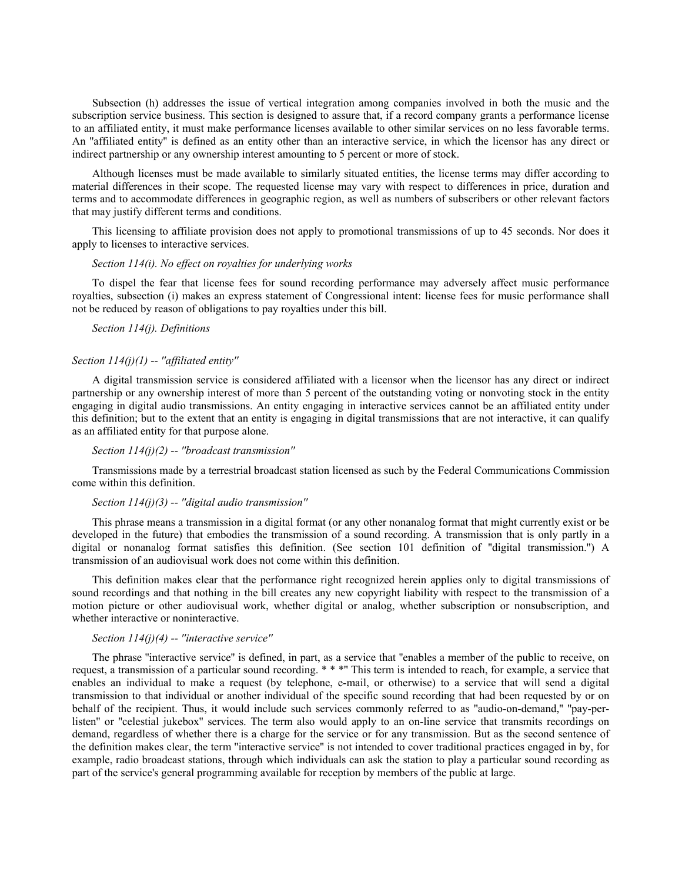Subsection (h) addresses the issue of vertical integration among companies involved in both the music and the subscription service business. This section is designed to assure that, if a record company grants a performance license to an affiliated entity, it must make performance licenses available to other similar services on no less favorable terms. An "affiliated entity" is defined as an entity other than an interactive service, in which the licensor has any direct or indirect partnership or any ownership interest amounting to 5 percent or more of stock.

Although licenses must be made available to similarly situated entities, the license terms may differ according to material differences in their scope. The requested license may vary with respect to differences in price, duration and terms and to accommodate differences in geographic region, as well as numbers of subscribers or other relevant factors that may justify different terms and conditions.

This licensing to affiliate provision does not apply to promotional transmissions of up to 45 seconds. Nor does it apply to licenses to interactive services.

*Section 114(i). No effect on royalties for underlying works*

To dispel the fear that license fees for sound recording performance may adversely affect music performance royalties, subsection (i) makes an express statement of Congressional intent: license fees for music performance shall not be reduced by reason of obligations to pay royalties under this bill.

*Section 114(j). Definitions*

*Section 114(j)(1) -- "affiliated entity"*

A digital transmission service is considered affiliated with a licensor when the licensor has any direct or indirect partnership or any ownership interest of more than 5 percent of the outstanding voting or nonvoting stock in the entity engaging in digital audio transmissions. An entity engaging in interactive services cannot be an affiliated entity under this definition; but to the extent that an entity is engaging in digital transmissions that are not interactive, it can qualify as an affiliated entity for that purpose alone.

*Section 114(j)(2) -- "broadcast transmission"*

Transmissions made by a terrestrial broadcast station licensed as such by the Federal Communications Commission come within this definition.

*Section 114(j)(3) -- "digital audio transmission"*

This phrase means a transmission in a digital format (or any other nonanalog format that might currently exist or be developed in the future) that embodies the transmission of a sound recording. A transmission that is only partly in a digital or nonanalog format satisfies this definition. (See section 101 definition of "digital transmission.") A transmission of an audiovisual work does not come within this definition.

This definition makes clear that the performance right recognized herein applies only to digital transmissions of sound recordings and that nothing in the bill creates any new copyright liability with respect to the transmission of a motion picture or other audiovisual work, whether digital or analog, whether subscription or nonsubscription, and whether interactive or noninteractive.

*Section 114(j)(4) -- "interactive service"*

The phrase "interactive service" is defined, in part, as a service that "enables a member of the public to receive, on request, a transmission of a particular sound recording. * * *" This term is intended to reach, for example, a service that enables an individual to make a request (by telephone, e-mail, or otherwise) to a service that will send a digital transmission to that individual or another individual of the specific sound recording that had been requested by or on behalf of the recipient. Thus, it would include such services commonly referred to as "audio-on-demand," "pay-per-listen" or "celestial jukebox" services. The term also would apply to an on-line service that transmits recordings on demand, regardless of whether there is a charge for the service or for any transmission. But as the second sentence of the definition makes clear, the term "interactive service" is not intended to cover traditional practices engaged in by, for example, radio broadcast stations, through which individuals can ask the station to play a particular sound recording as part of the service's general programming available for reception by members of the public at large.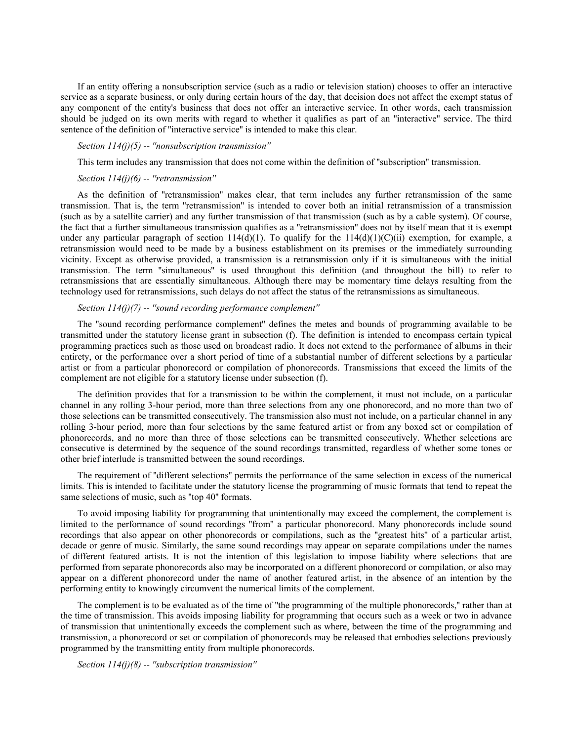If an entity offering a nonsubscription service (such as a radio or television station) chooses to offer an interactive service as a separate business, or only during certain hours of the day, that decision does not affect the exempt status of any component of the entity's business that does not offer an interactive service. In other words, each transmission should be judged on its own merits with regard to whether it qualifies as part of an "interactive" service. The third sentence of the definition of "interactive service" is intended to make this clear.

*Section 114(j)(5) -- "nonsubscription transmission"*

This term includes any transmission that does not come within the definition of "subscription" transmission.

*Section 114(j)(6) -- "retransmission"*

As the definition of "retransmission" makes clear, that term includes any further retransmission of the same transmission. That is, the term "retransmission" is intended to cover both an initial retransmission of a transmission (such as by a satellite carrier) and any further transmission of that transmission (such as by a cable system). Of course, the fact that a further simultaneous transmission qualifies as a "retransmission" does not by itself mean that it is exempt under any particular paragraph of section 114(d)(1). To qualify for the 114(d)(1)(C)(ii) exemption, for example, a retransmission would need to be made by a business establishment on its premises or the immediately surrounding vicinity. Except as otherwise provided, a transmission is a retransmission only if it is simultaneous with the initial transmission. The term "simultaneous" is used throughout this definition (and throughout the bill) to refer to retransmissions that are essentially simultaneous. Although there may be momentary time delays resulting from the technology used for retransmissions, such delays do not affect the status of the retransmissions as simultaneous.

*Section 114(j)(7) -- "sound recording performance complement"*

The "sound recording performance complement" defines the metes and bounds of programming available to be transmitted under the statutory license grant in subsection (f). The definition is intended to encompass certain typical programming practices such as those used on broadcast radio. It does not extend to the performance of albums in their entirety, or the performance over a short period of time of a substantial number of different selections by a particular artist or from a particular phonorecord or compilation of phonorecords. Transmissions that exceed the limits of the complement are not eligible for a statutory license under subsection (f).

The definition provides that for a transmission to be within the complement, it must not include, on a particular channel in any rolling 3-hour period, more than three selections from any one phonorecord, and no more than two of those selections can be transmitted consecutively. The transmission also must not include, on a particular channel in any rolling 3-hour period, more than four selections by the same featured artist or from any boxed set or compilation of phonorecords, and no more than three of those selections can be transmitted consecutively. Whether selections are consecutive is determined by the sequence of the sound recordings transmitted, regardless of whether some tones or other brief interlude is transmitted between the sound recordings.

The requirement of "different selections" permits the performance of the same selection in excess of the numerical limits. This is intended to facilitate under the statutory license the programming of music formats that tend to repeat the same selections of music, such as "top 40" formats.

To avoid imposing liability for programming that unintentionally may exceed the complement, the complement is limited to the performance of sound recordings "from" a particular phonorecord. Many phonorecords include sound recordings that also appear on other phonorecords or compilations, such as the "greatest hits" of a particular artist, decade or genre of music. Similarly, the same sound recordings may appear on separate compilations under the names of different featured artists. It is not the intention of this legislation to impose liability where selections that are performed from separate phonorecords also may be incorporated on a different phonorecord or compilation, or also may appear on a different phonorecord under the name of another featured artist, in the absence of an intention by the performing entity to knowingly circumvent the numerical limits of the complement.

The complement is to be evaluated as of the time of "the programming of the multiple phonorecords," rather than at the time of transmission. This avoids imposing liability for programming that occurs such as a week or two in advance of transmission that unintentionally exceeds the complement such as where, between the time of the programming and transmission, a phonorecord or set or compilation of phonorecords may be released that embodies selections previously programmed by the transmitting entity from multiple phonorecords.

*Section 114(j)(8) -- "subscription transmission"*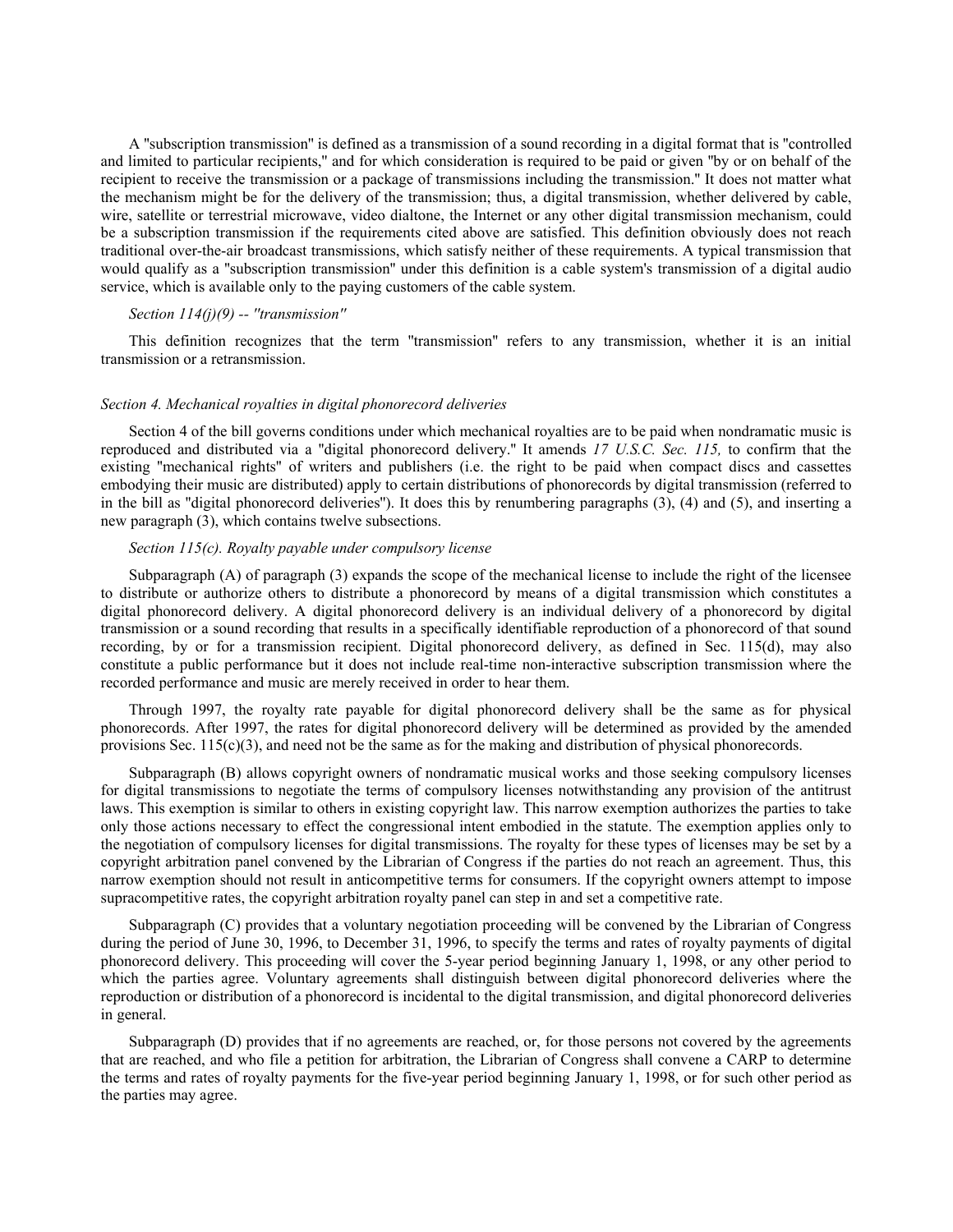A "subscription transmission" is defined as a transmission of a sound recording in a digital format that is "controlled and limited to particular recipients," and for which consideration is required to be paid or given "by or on behalf of the recipient to receive the transmission or a package of transmissions including the transmission." It does not matter what the mechanism might be for the delivery of the transmission; thus, a digital transmission, whether delivered by cable, wire, satellite or terrestrial microwave, video dialtone, the Internet or any other digital transmission mechanism, could be a subscription transmission if the requirements cited above are satisfied. This definition obviously does not reach traditional over-the-air broadcast transmissions, which satisfy neither of these requirements. A typical transmission that would qualify as a "subscription transmission" under this definition is a cable system's transmission of a digital audio service, which is available only to the paying customers of the cable system.

*Section 114(j)(9) -- "transmission"*

This definition recognizes that the term "transmission" refers to any transmission, whether it is an initial transmission or a retransmission.

*Section 4. Mechanical royalties in digital phonorecord deliveries*

Section 4 of the bill governs conditions under which mechanical royalties are to be paid when nondramatic music is reproduced and distributed via a "digital phonorecord delivery." It amends *17 U.S.C. Sec. 115,* to confirm that the existing "mechanical rights" of writers and publishers (i.e. the right to be paid when compact discs and cassettes embodying their music are distributed) apply to certain distributions of phonorecords by digital transmission (referred to in the bill as "digital phonorecord deliveries"). It does this by renumbering paragraphs (3), (4) and (5), and inserting a new paragraph (3), which contains twelve subsections.

*Section 115(c). Royalty payable under compulsory license*

Subparagraph (A) of paragraph (3) expands the scope of the mechanical license to include the right of the licensee to distribute or authorize others to distribute a phonorecord by means of a digital transmission which constitutes a digital phonorecord delivery. A digital phonorecord delivery is an individual delivery of a phonorecord by digital transmission or a sound recording that results in a specifically identifiable reproduction of a phonorecord of that sound recording, by or for a transmission recipient. Digital phonorecord delivery, as defined in Sec. 115(d), may also constitute a public performance but it does not include real-time non-interactive subscription transmission where the recorded performance and music are merely received in order to hear them.

Through 1997, the royalty rate payable for digital phonorecord delivery shall be the same as for physical phonorecords. After 1997, the rates for digital phonorecord delivery will be determined as provided by the amended provisions Sec. 115(c)(3), and need not be the same as for the making and distribution of physical phonorecords.

Subparagraph (B) allows copyright owners of nondramatic musical works and those seeking compulsory licenses for digital transmissions to negotiate the terms of compulsory licenses notwithstanding any provision of the antitrust laws. This exemption is similar to others in existing copyright law. This narrow exemption authorizes the parties to take only those actions necessary to effect the congressional intent embodied in the statute. The exemption applies only to the negotiation of compulsory licenses for digital transmissions. The royalty for these types of licenses may be set by a copyright arbitration panel convened by the Librarian of Congress if the parties do not reach an agreement. Thus, this narrow exemption should not result in anticompetitive terms for consumers. If the copyright owners attempt to impose supracompetitive rates, the copyright arbitration royalty panel can step in and set a competitive rate.

Subparagraph (C) provides that a voluntary negotiation proceeding will be convened by the Librarian of Congress during the period of June 30, 1996, to December 31, 1996, to specify the terms and rates of royalty payments of digital phonorecord delivery. This proceeding will cover the 5-year period beginning January 1, 1998, or any other period to which the parties agree. Voluntary agreements shall distinguish between digital phonorecord deliveries where the reproduction or distribution of a phonorecord is incidental to the digital transmission, and digital phonorecord deliveries in general.

Subparagraph (D) provides that if no agreements are reached, or, for those persons not covered by the agreements that are reached, and who file a petition for arbitration, the Librarian of Congress shall convene a CARP to determine the terms and rates of royalty payments for the five-year period beginning January 1, 1998, or for such other period as the parties may agree.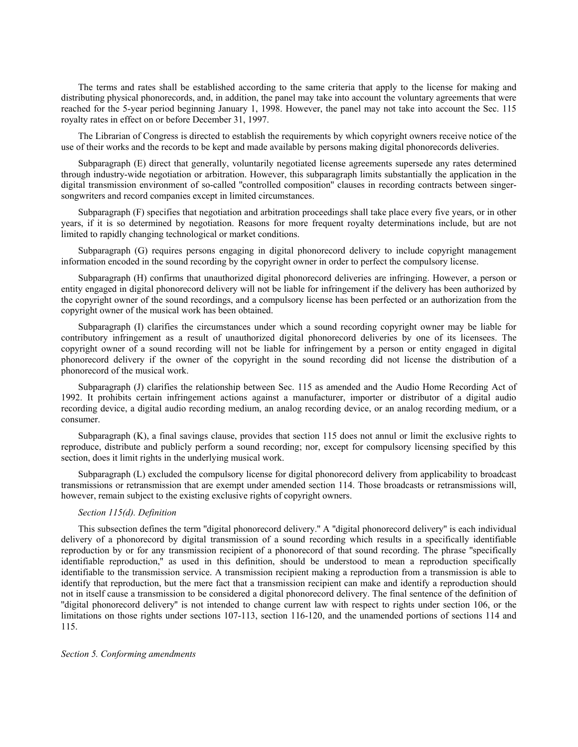The terms and rates shall be established according to the same criteria that apply to the license for making and distributing physical phonorecords, and, in addition, the panel may take into account the voluntary agreements that were reached for the 5-year period beginning January 1, 1998. However, the panel may not take into account the Sec. 115 royalty rates in effect on or before December 31, 1997.

The Librarian of Congress is directed to establish the requirements by which copyright owners receive notice of the use of their works and the records to be kept and made available by persons making digital phonorecords deliveries.

Subparagraph (E) direct that generally, voluntarily negotiated license agreements supersede any rates determined through industry-wide negotiation or arbitration. However, this subparagraph limits substantially the application in the digital transmission environment of so-called "controlled composition" clauses in recording contracts between singer-songwriters and record companies except in limited circumstances.

Subparagraph (F) specifies that negotiation and arbitration proceedings shall take place every five years, or in other years, if it is so determined by negotiation. Reasons for more frequent royalty determinations include, but are not limited to rapidly changing technological or market conditions.

Subparagraph (G) requires persons engaging in digital phonorecord delivery to include copyright management information encoded in the sound recording by the copyright owner in order to perfect the compulsory license.

Subparagraph (H) confirms that unauthorized digital phonorecord deliveries are infringing. However, a person or entity engaged in digital phonorecord delivery will not be liable for infringement if the delivery has been authorized by the copyright owner of the sound recordings, and a compulsory license has been perfected or an authorization from the copyright owner of the musical work has been obtained.

Subparagraph (I) clarifies the circumstances under which a sound recording copyright owner may be liable for contributory infringement as a result of unauthorized digital phonorecord deliveries by one of its licensees. The copyright owner of a sound recording will not be liable for infringement by a person or entity engaged in digital phonorecord delivery if the owner of the copyright in the sound recording did not license the distribution of a phonorecord of the musical work.

Subparagraph (J) clarifies the relationship between Sec. 115 as amended and the Audio Home Recording Act of 1992. It prohibits certain infringement actions against a manufacturer, importer or distributor of a digital audio recording device, a digital audio recording medium, an analog recording device, or an analog recording medium, or a consumer.

Subparagraph (K), a final savings clause, provides that section 115 does not annul or limit the exclusive rights to reproduce, distribute and publicly perform a sound recording; nor, except for compulsory licensing specified by this section, does it limit rights in the underlying musical work.

Subparagraph (L) excluded the compulsory license for digital phonorecord delivery from applicability to broadcast transmissions or retransmission that are exempt under amended section 114. Those broadcasts or retransmissions will, however, remain subject to the existing exclusive rights of copyright owners.

*Section 115(d). Definition*

This subsection defines the term "digital phonorecord delivery." A "digital phonorecord delivery" is each individual delivery of a phonorecord by digital transmission of a sound recording which results in a specifically identifiable reproduction by or for any transmission recipient of a phonorecord of that sound recording. The phrase "specifically identifiable reproduction," as used in this definition, should be understood to mean a reproduction specifically identifiable to the transmission service. A transmission recipient making a reproduction from a transmission is able to identify that reproduction, but the mere fact that a transmission recipient can make and identify a reproduction should not in itself cause a transmission to be considered a digital phonorecord delivery. The final sentence of the definition of "digital phonorecord delivery" is not intended to change current law with respect to rights under section 106, or the limitations on those rights under sections 107-113, section 116-120, and the unamended portions of sections 114 and 115.

*Section 5. Conforming amendments*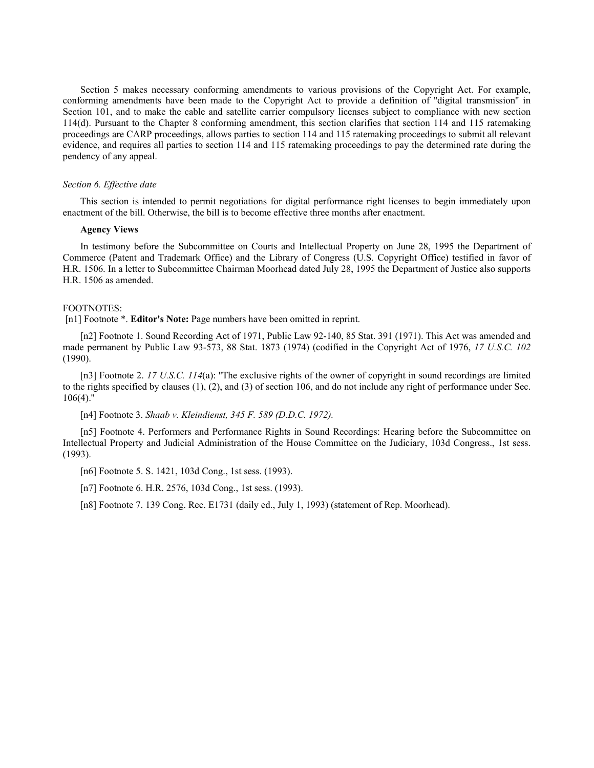Section 5 makes necessary conforming amendments to various provisions of the Copyright Act. For example, conforming amendments have been made to the Copyright Act to provide a definition of "digital transmission" in Section 101, and to make the cable and satellite carrier compulsory licenses subject to compliance with new section 114(d). Pursuant to the Chapter 8 conforming amendment, this section clarifies that section 114 and 115 ratemaking proceedings are CARP proceedings, allows parties to section 114 and 115 ratemaking proceedings to submit all relevant evidence, and requires all parties to section 114 and 115 ratemaking proceedings to pay the determined rate during the pendency of any appeal.

*Section 6. Effective date*

This section is intended to permit negotiations for digital performance right licenses to begin immediately upon enactment of the bill. Otherwise, the bill is to become effective three months after enactment.

**Agency Views**

In testimony before the Subcommittee on Courts and Intellectual Property on June 28, 1995 the Department of Commerce (Patent and Trademark Office) and the Library of Congress (U.S. Copyright Office) testified in favor of H.R. 1506. In a letter to Subcommittee Chairman Moorhead dated July 28, 1995 the Department of Justice also supports H.R. 1506 as amended.

FOOTNOTES:

[n1] Footnote *. **Editor's Note:** Page numbers have been omitted in reprint.

[n2] Footnote 1. Sound Recording Act of 1971, Public Law 92-140, 85 Stat. 391 (1971). This Act was amended and made permanent by Public Law 93-573, 88 Stat. 1873 (1974) (codified in the Copyright Act of 1976, *17 U.S.C. 102* (1990).

[n3] Footnote 2. *17 U.S.C. 114*(a): "The exclusive rights of the owner of copyright in sound recordings are limited to the rights specified by clauses (1), (2), and (3) of section 106, and do not include any right of performance under Sec. 106(4)."

[n4] Footnote 3. *Shaab v. Kleindienst, 345 F. 589 (D.D.C. 1972).*

[n5] Footnote 4. Performers and Performance Rights in Sound Recordings: Hearing before the Subcommittee on Intellectual Property and Judicial Administration of the House Committee on the Judiciary, 103d Congress., 1st sess. (1993).

[n6] Footnote 5. S. 1421, 103d Cong., 1st sess. (1993).

[n7] Footnote 6. H.R. 2576, 103d Cong., 1st sess. (1993).

[n8] Footnote 7. 139 Cong. Rec. E1731 (daily ed., July 1, 1993) (statement of Rep. Moorhead).